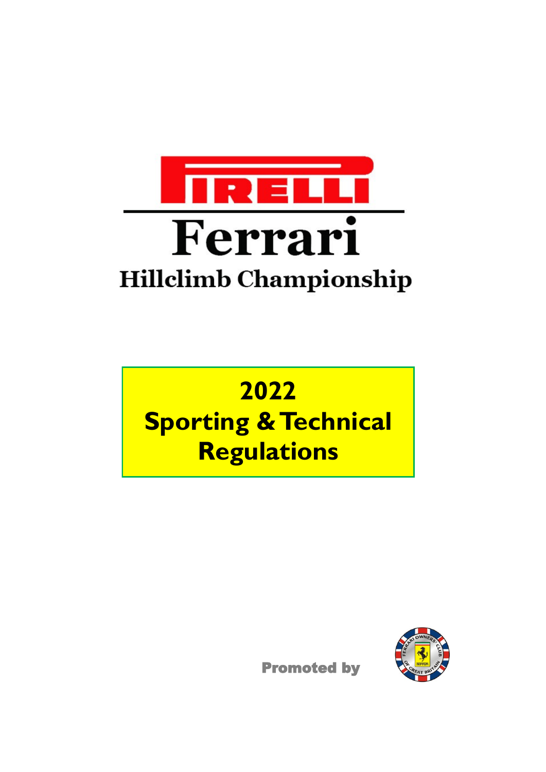# PIRELLI

# Ferrari

## Hillclimb Championship

# 2022 Sporting & Technical Regulations

Promoted by

FERRARI OWNERS' CLUB OF GREAT BRITAIN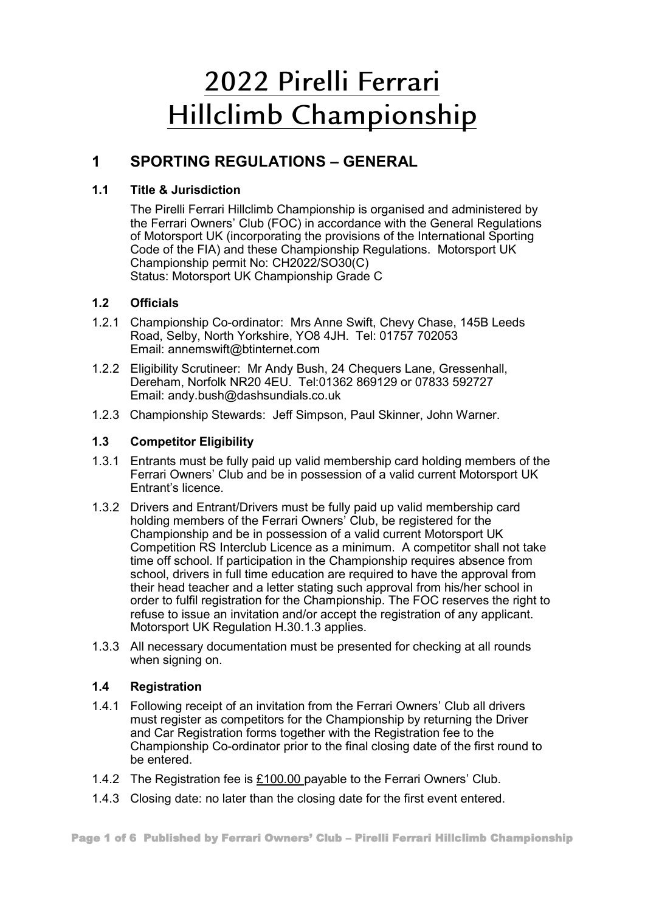# 2022 Pirelli Ferrari Hillclimb Championship

## 1 SPORTING REGULATIONS – GENERAL

### 1.1 Title & Jurisdiction

The Pirelli Ferrari Hillclimb Championship is organised and administered by the Ferrari Owners' Club (FOC) in accordance with the General Regulations of Motorsport UK (incorporating the provisions of the International Sporting Code of the FIA) and these Championship Regulations. Motorsport UK Championship permit No: CH2022/SO30(C)
Status: Motorsport UK Championship Grade C

### 1.2 Officials

1.2.1 Championship Co-ordinator: Mrs Anne Swift, Chevy Chase, 145B Leeds Road, Selby, North Yorkshire, YO8 4JH. Tel: 01757 702053
Email: annemswift@btinternet.com

1.2.2 Eligibility Scrutineer: Mr Andy Bush, 24 Chequers Lane, Gressenhall, Dereham, Norfolk NR20 4EU. Tel:01362 869129 or 07833 592727
Email: andy.bush@dashsundials.co.uk

1.2.3 Championship Stewards: Jeff Simpson, Paul Skinner, John Warner.

### 1.3 Competitor Eligibility

1.3.1 Entrants must be fully paid up valid membership card holding members of the Ferrari Owners' Club and be in possession of a valid current Motorsport UK Entrant's licence.

1.3.2 Drivers and Entrant/Drivers must be fully paid up valid membership card holding members of the Ferrari Owners' Club, be registered for the Championship and be in possession of a valid current Motorsport UK Competition RS Interclub Licence as a minimum. A competitor shall not take time off school. If participation in the Championship requires absence from school, drivers in full time education are required to have the approval from their head teacher and a letter stating such approval from his/her school in order to fulfil registration for the Championship. The FOC reserves the right to refuse to issue an invitation and/or accept the registration of any applicant. Motorsport UK Regulation H.30.1.3 applies.

1.3.3 All necessary documentation must be presented for checking at all rounds when signing on.

### 1.4 Registration

1.4.1 Following receipt of an invitation from the Ferrari Owners' Club all drivers must register as competitors for the Championship by returning the Driver and Car Registration forms together with the Registration fee to the Championship Co-ordinator prior to the final closing date of the first round to be entered.

1.4.2 The Registration fee is £100.00 payable to the Ferrari Owners' Club.

1.4.3 Closing date: no later than the closing date for the first event entered.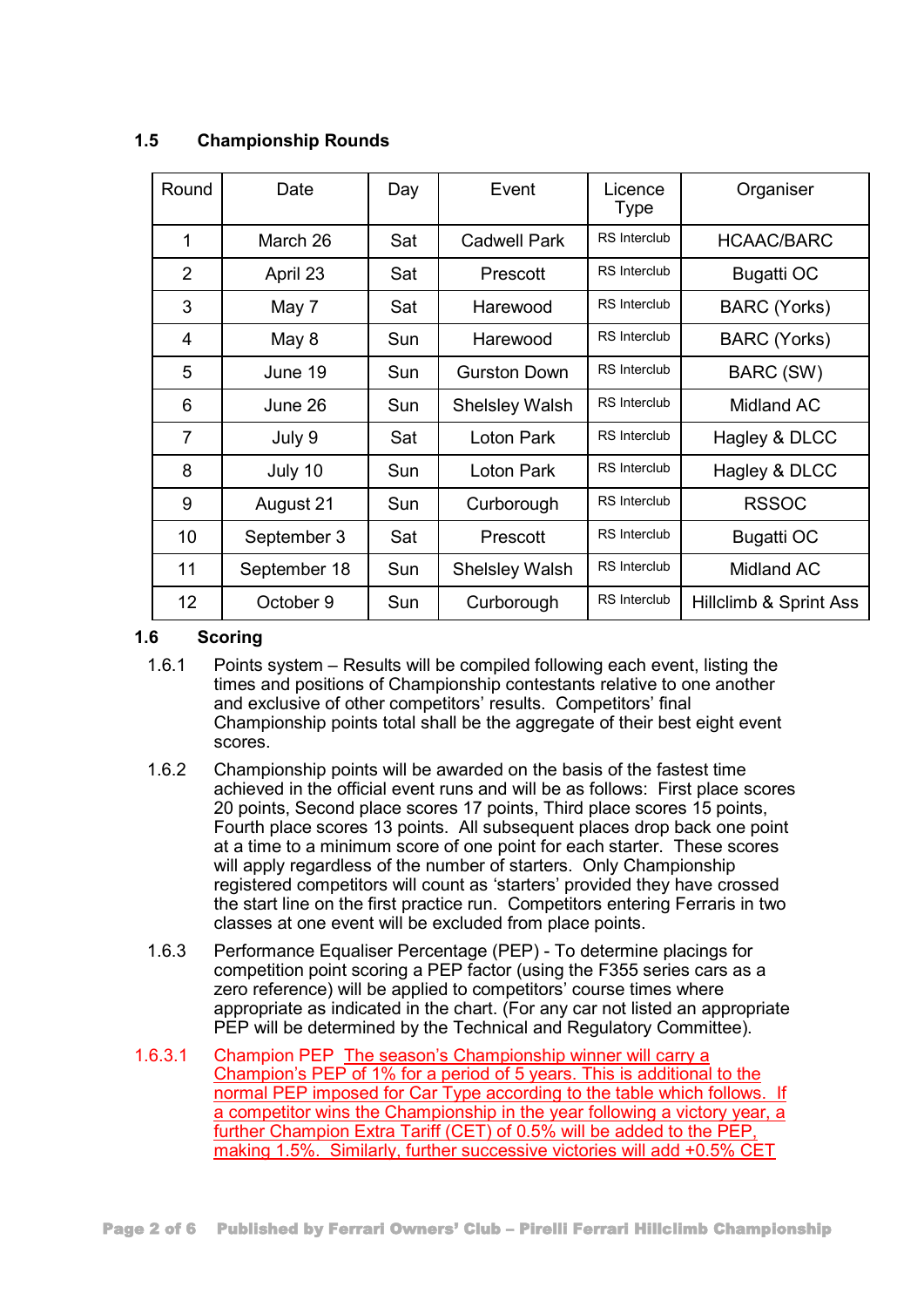### 1.5 Championship Rounds

| Round | Date | Day | Event | Licence Type | Organiser |
|---|---|---|---|---|---|
| 1 | March 26 | Sat | Cadwell Park | RS Interclub | HCAAC/BARC |
| 2 | April 23 | Sat | Prescott | RS Interclub | Bugatti OC |
| 3 | May 7 | Sat | Harewood | RS Interclub | BARC (Yorks) |
| 4 | May 8 | Sun | Harewood | RS Interclub | BARC (Yorks) |
| 5 | June 19 | Sun | Gurston Down | RS Interclub | BARC (SW) |
| 6 | June 26 | Sun | Shelsley Walsh | RS Interclub | Midland AC |
| 7 | July 9 | Sat | Loton Park | RS Interclub | Hagley & DLCC |
| 8 | July 10 | Sun | Loton Park | RS Interclub | Hagley & DLCC |
| 9 | August 21 | Sun | Curborough | RS Interclub | RSSOC |
| 10 | September 3 | Sat | Prescott | RS Interclub | Bugatti OC |
| 11 | September 18 | Sun | Shelsley Walsh | RS Interclub | Midland AC |
| 12 | October 9 | Sun | Curborough | RS Interclub | Hillclimb & Sprint Ass |

### 1.6 Scoring

1.6.1 Points system – Results will be compiled following each event, listing the times and positions of Championship contestants relative to one another and exclusive of other competitors' results. Competitors' final Championship points total shall be the aggregate of their best eight event scores.

1.6.2 Championship points will be awarded on the basis of the fastest time achieved in the official event runs and will be as follows: First place scores 20 points, Second place scores 17 points, Third place scores 15 points, Fourth place scores 13 points. All subsequent places drop back one point at a time to a minimum score of one point for each starter. These scores will apply regardless of the number of starters. Only Championship registered competitors will count as 'starters' provided they have crossed the start line on the first practice run. Competitors entering Ferraris in two classes at one event will be excluded from place points.

1.6.3 Performance Equaliser Percentage (PEP) - To determine placings for competition point scoring a PEP factor (using the F355 series cars as a zero reference) will be applied to competitors' course times where appropriate as indicated in the chart. (For any car not listed an appropriate PEP will be determined by the Technical and Regulatory Committee).

1.6.3.1 Champion PEP The season's Championship winner will carry a Champion's PEP of 1% for a period of 5 years. This is additional to the normal PEP imposed for Car Type according to the table which follows. If a competitor wins the Championship in the year following a victory year, a further Champion Extra Tariff (CET) of 0.5% will be added to the PEP, making 1.5%. Similarly, further successive victories will add +0.5% CET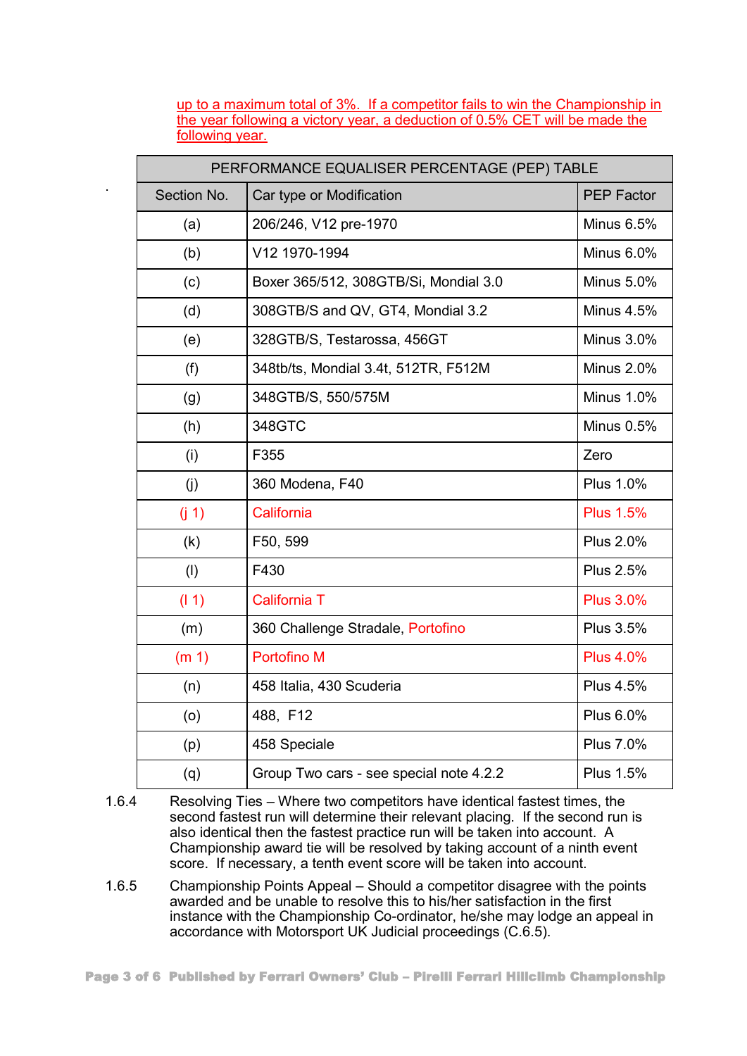up to a maximum total of 3%. If a competitor fails to win the Championship in the year following a victory year, a deduction of 0.5% CET will be made the following year.

| PERFORMANCE EQUALISER PERCENTAGE (PEP) TABLE | | |
|---|---|---|
| Section No. | Car type or Modification | PEP Factor |
| (a) | 206/246, V12 pre-1970 | Minus 6.5% |
| (b) | V12 1970-1994 | Minus 6.0% |
| (c) | Boxer 365/512, 308GTB/Si, Mondial 3.0 | Minus 5.0% |
| (d) | 308GTB/S and QV, GT4, Mondial 3.2 | Minus 4.5% |
| (e) | 328GTB/S, Testarossa, 456GT | Minus 3.0% |
| (f) | 348tb/ts, Mondial 3.4t, 512TR, F512M | Minus 2.0% |
| (g) | 348GTB/S, 550/575M | Minus 1.0% |
| (h) | 348GTC | Minus 0.5% |
| (i) | F355 | Zero |
| (j) | 360 Modena, F40 | Plus 1.0% |
| (j 1) | California | Plus 1.5% |
| (k) | F50, 599 | Plus 2.0% |
| (l) | F430 | Plus 2.5% |
| (l 1) | California T | Plus 3.0% |
| (m) | 360 Challenge Stradale, Portofino | Plus 3.5% |
| (m 1) | Portofino M | Plus 4.0% |
| (n) | 458 Italia, 430 Scuderia | Plus 4.5% |
| (o) | 488, F12 | Plus 6.0% |
| (p) | 458 Speciale | Plus 7.0% |
| (q) | Group Two cars - see special note 4.2.2 | Plus 1.5% |

1.6.4 Resolving Ties – Where two competitors have identical fastest times, the second fastest run will determine their relevant placing. If the second run is also identical then the fastest practice run will be taken into account. A Championship award tie will be resolved by taking account of a ninth event score. If necessary, a tenth event score will be taken into account.

1.6.5 Championship Points Appeal – Should a competitor disagree with the points awarded and be unable to resolve this to his/her satisfaction in the first instance with the Championship Co-ordinator, he/she may lodge an appeal in accordance with Motorsport UK Judicial proceedings (C.6.5).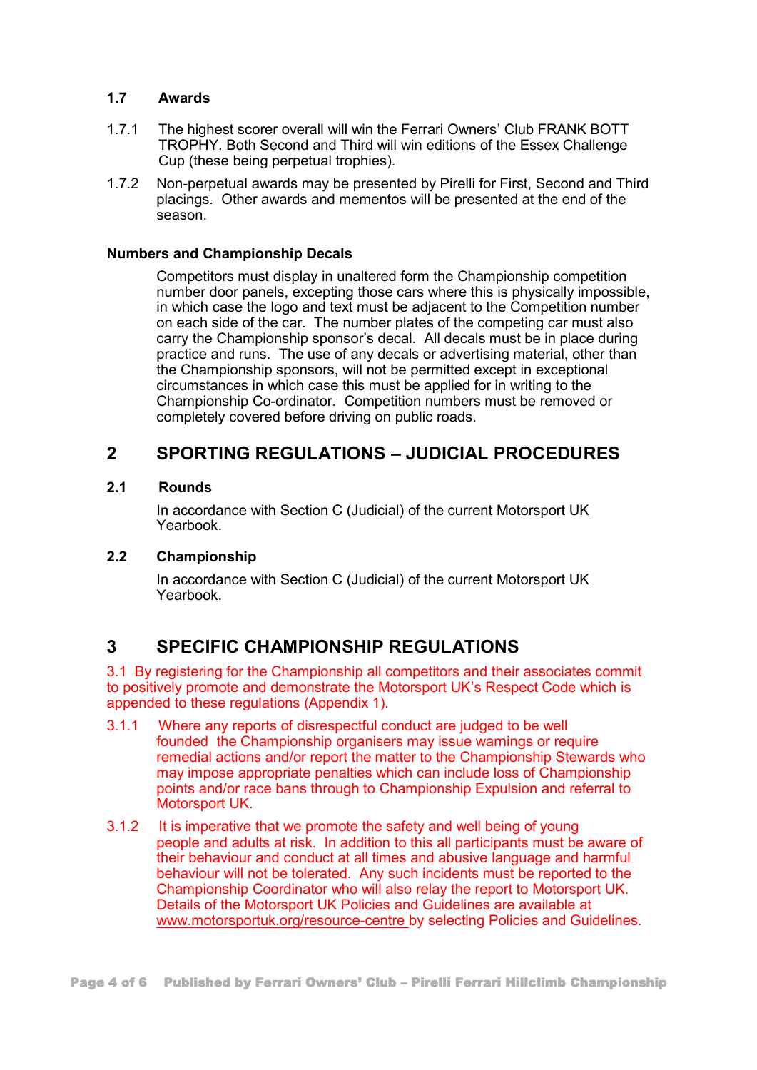### 1.7 Awards

1.7.1 The highest scorer overall will win the Ferrari Owners' Club FRANK BOTT TROPHY. Both Second and Third will win editions of the Essex Challenge Cup (these being perpetual trophies).

1.7.2 Non-perpetual awards may be presented by Pirelli for First, Second and Third placings. Other awards and mementos will be presented at the end of the season.

**Numbers and Championship Decals**

Competitors must display in unaltered form the Championship competition number door panels, excepting those cars where this is physically impossible, in which case the logo and text must be adjacent to the Competition number on each side of the car. The number plates of the competing car must also carry the Championship sponsor's decal. All decals must be in place during practice and runs. The use of any decals or advertising material, other than the Championship sponsors, will not be permitted except in exceptional circumstances in which case this must be applied for in writing to the Championship Co-ordinator. Competition numbers must be removed or completely covered before driving on public roads.

## 2 SPORTING REGULATIONS – JUDICIAL PROCEDURES

### 2.1 Rounds

In accordance with Section C (Judicial) of the current Motorsport UK Yearbook.

### 2.2 Championship

In accordance with Section C (Judicial) of the current Motorsport UK Yearbook.

## 3 SPECIFIC CHAMPIONSHIP REGULATIONS

3.1 By registering for the Championship all competitors and their associates commit to positively promote and demonstrate the Motorsport UK's Respect Code which is appended to these regulations (Appendix 1).

3.1.1 Where any reports of disrespectful conduct are judged to be well founded the Championship organisers may issue warnings or require remedial actions and/or report the matter to the Championship Stewards who may impose appropriate penalties which can include loss of Championship points and/or race bans through to Championship Expulsion and referral to Motorsport UK.

3.1.2 It is imperative that we promote the safety and well being of young people and adults at risk. In addition to this all participants must be aware of their behaviour and conduct at all times and abusive language and harmful behaviour will not be tolerated. Any such incidents must be reported to the Championship Coordinator who will also relay the report to Motorsport UK. Details of the Motorsport UK Policies and Guidelines are available at www.motorsportuk.org/resource-centre by selecting Policies and Guidelines.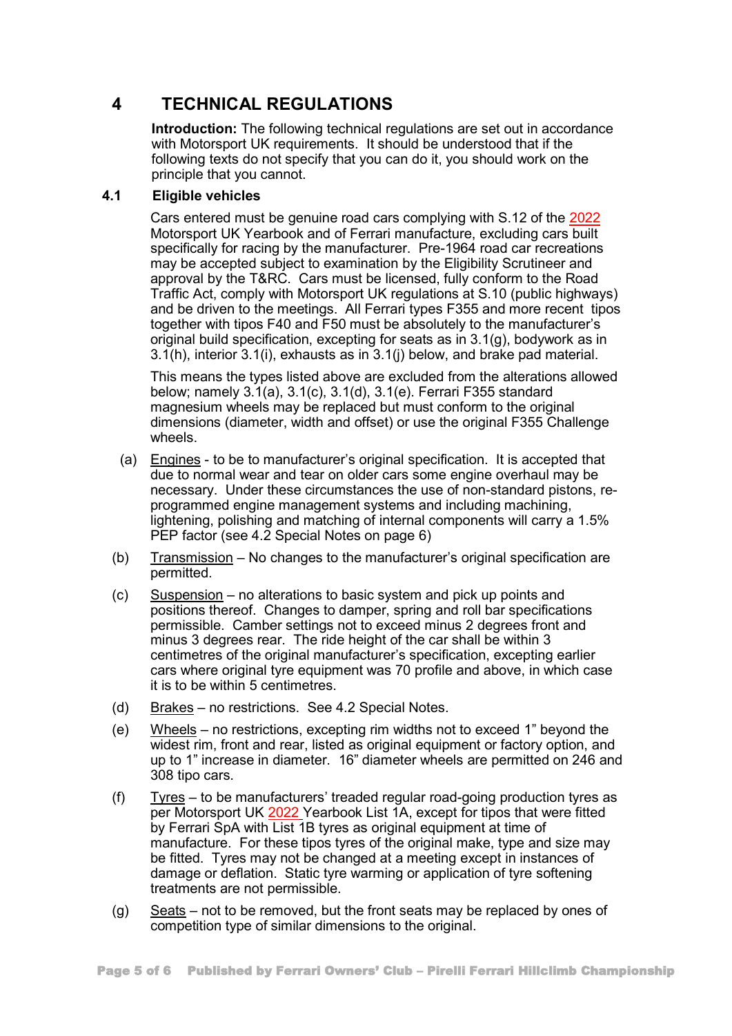# 4 TECHNICAL REGULATIONS

**Introduction:** The following technical regulations are set out in accordance with Motorsport UK requirements. It should be understood that if the following texts do not specify that you can do it, you should work on the principle that you cannot.

## 4.1 Eligible vehicles

Cars entered must be genuine road cars complying with S.12 of the 2022 Motorsport UK Yearbook and of Ferrari manufacture, excluding cars built specifically for racing by the manufacturer. Pre-1964 road car recreations may be accepted subject to examination by the Eligibility Scrutineer and approval by the T&RC. Cars must be licensed, fully conform to the Road Traffic Act, comply with Motorsport UK regulations at S.10 (public highways) and be driven to the meetings. All Ferrari types F355 and more recent tipos together with tipos F40 and F50 must be absolutely to the manufacturer's original build specification, excepting for seats as in 3.1(g), bodywork as in 3.1(h), interior 3.1(i), exhausts as in 3.1(j) below, and brake pad material.

This means the types listed above are excluded from the alterations allowed below; namely 3.1(a), 3.1(c), 3.1(d), 3.1(e). Ferrari F355 standard magnesium wheels may be replaced but must conform to the original dimensions (diameter, width and offset) or use the original F355 Challenge wheels.

(a) Engines - to be to manufacturer's original specification. It is accepted that due to normal wear and tear on older cars some engine overhaul may be necessary. Under these circumstances the use of non-standard pistons, re-programmed engine management systems and including machining, lightening, polishing and matching of internal components will carry a 1.5% PEP factor (see 4.2 Special Notes on page 6)

(b) Transmission – No changes to the manufacturer's original specification are permitted.

(c) Suspension – no alterations to basic system and pick up points and positions thereof. Changes to damper, spring and roll bar specifications permissible. Camber settings not to exceed minus 2 degrees front and minus 3 degrees rear. The ride height of the car shall be within 3 centimetres of the original manufacturer's specification, excepting earlier cars where original tyre equipment was 70 profile and above, in which case it is to be within 5 centimetres.

(d) Brakes – no restrictions. See 4.2 Special Notes.

(e) Wheels – no restrictions, excepting rim widths not to exceed 1" beyond the widest rim, front and rear, listed as original equipment or factory option, and up to 1" increase in diameter. 16" diameter wheels are permitted on 246 and 308 tipo cars.

(f) Tyres – to be manufacturers' treaded regular road-going production tyres as per Motorsport UK 2022 Yearbook List 1A, except for tipos that were fitted by Ferrari SpA with List 1B tyres as original equipment at time of manufacture. For these tipos tyres of the original make, type and size may be fitted. Tyres may not be changed at a meeting except in instances of damage or deflation. Static tyre warming or application of tyre softening treatments are not permissible.

(g) Seats – not to be removed, but the front seats may be replaced by ones of competition type of similar dimensions to the original.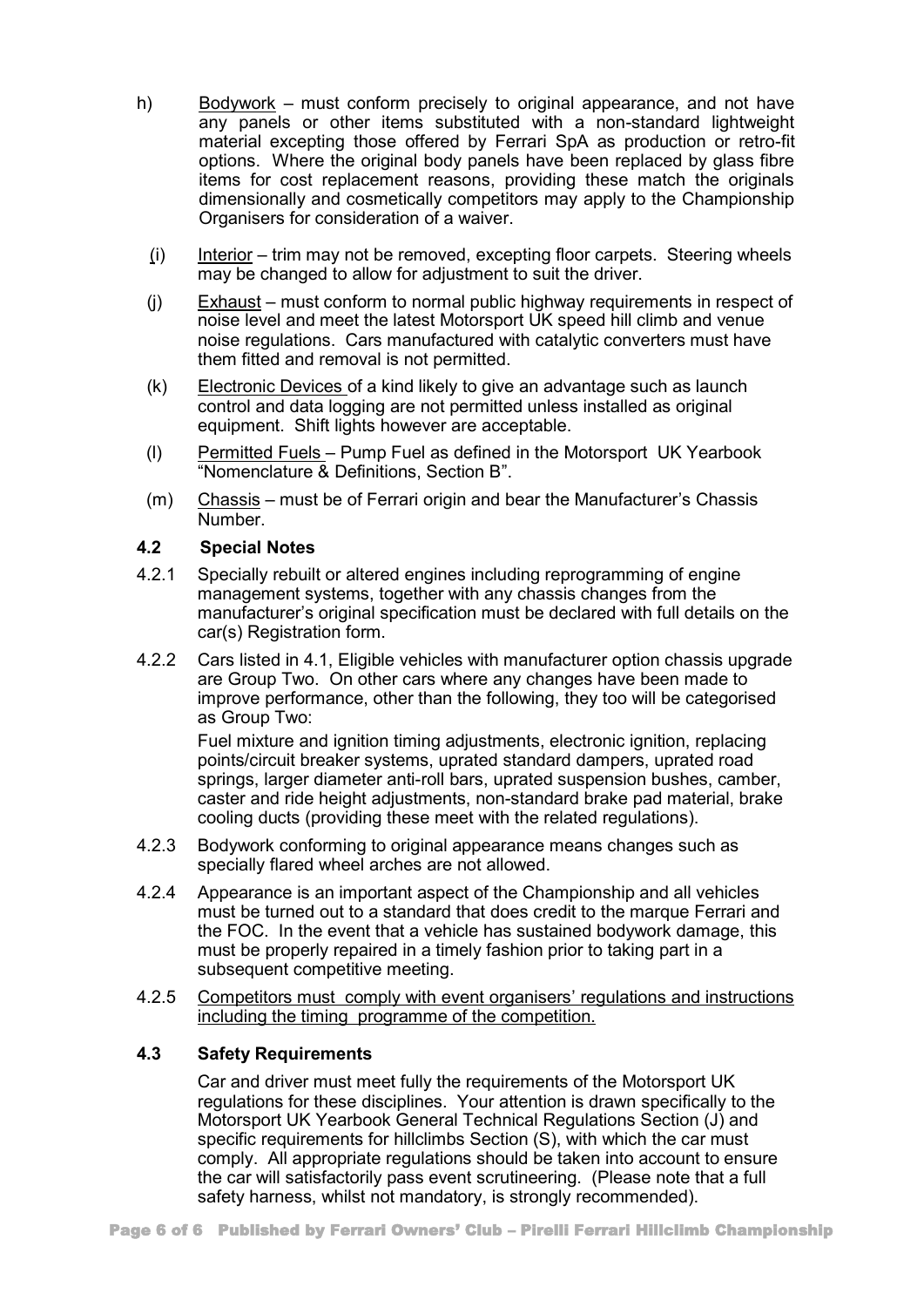h) Bodywork – must conform precisely to original appearance, and not have any panels or other items substituted with a non-standard lightweight material excepting those offered by Ferrari SpA as production or retro-fit options. Where the original body panels have been replaced by glass fibre items for cost replacement reasons, providing these match the originals dimensionally and cosmetically competitors may apply to the Championship Organisers for consideration of a waiver.

(i) Interior – trim may not be removed, excepting floor carpets. Steering wheels may be changed to allow for adjustment to suit the driver.

(j) Exhaust – must conform to normal public highway requirements in respect of noise level and meet the latest Motorsport UK speed hill climb and venue noise regulations. Cars manufactured with catalytic converters must have them fitted and removal is not permitted.

(k) Electronic Devices of a kind likely to give an advantage such as launch control and data logging are not permitted unless installed as original equipment. Shift lights however are acceptable.

(l) Permitted Fuels – Pump Fuel as defined in the Motorsport UK Yearbook "Nomenclature & Definitions, Section B".

(m) Chassis – must be of Ferrari origin and bear the Manufacturer's Chassis Number.

### 4.2 Special Notes

4.2.1 Specially rebuilt or altered engines including reprogramming of engine management systems, together with any chassis changes from the manufacturer's original specification must be declared with full details on the car(s) Registration form.

4.2.2 Cars listed in 4.1, Eligible vehicles with manufacturer option chassis upgrade are Group Two. On other cars where any changes have been made to improve performance, other than the following, they too will be categorised as Group Two:

Fuel mixture and ignition timing adjustments, electronic ignition, replacing points/circuit breaker systems, uprated standard dampers, uprated road springs, larger diameter anti-roll bars, uprated suspension bushes, camber, caster and ride height adjustments, non-standard brake pad material, brake cooling ducts (providing these meet with the related regulations).

4.2.3 Bodywork conforming to original appearance means changes such as specially flared wheel arches are not allowed.

4.2.4 Appearance is an important aspect of the Championship and all vehicles must be turned out to a standard that does credit to the marque Ferrari and the FOC. In the event that a vehicle has sustained bodywork damage, this must be properly repaired in a timely fashion prior to taking part in a subsequent competitive meeting.

4.2.5 Competitors must comply with event organisers' regulations and instructions including the timing programme of the competition.

### 4.3 Safety Requirements

Car and driver must meet fully the requirements of the Motorsport UK regulations for these disciplines. Your attention is drawn specifically to the Motorsport UK Yearbook General Technical Regulations Section (J) and specific requirements for hillclimbs Section (S), with which the car must comply. All appropriate regulations should be taken into account to ensure the car will satisfactorily pass event scrutineering. (Please note that a full safety harness, whilst not mandatory, is strongly recommended).